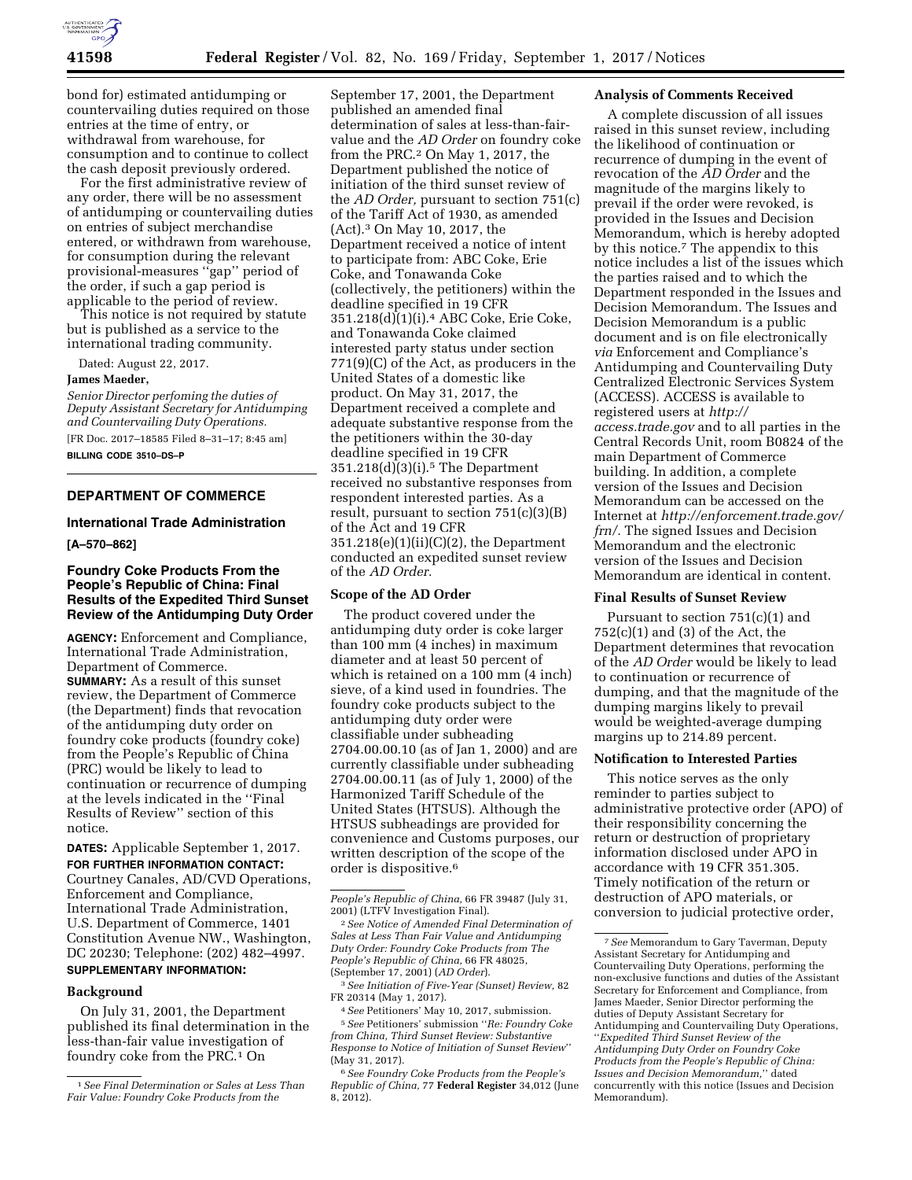bond for) estimated antidumping or countervailing duties required on those entries at the time of entry, or withdrawal from warehouse, for consumption and to continue to collect the cash deposit previously ordered.

For the first administrative review of any order, there will be no assessment of antidumping or countervailing duties on entries of subject merchandise entered, or withdrawn from warehouse, for consumption during the relevant provisional-measures ''gap'' period of the order, if such a gap period is applicable to the period of review.

This notice is not required by statute but is published as a service to the international trading community.

Dated: August 22, 2017.

**James Maeder,**

*Senior Director perfoming the duties of Deputy Assistant Secretary for Antidumping and Countervailing Duty Operations.*

[FR Doc. 2017–18585 Filed 8–31–17; 8:45 am]

**BILLING CODE 3510–DS–P**

## DEPARTMENT OF COMMERCE

### International Trade Administration

**[A–570–862]**

### Foundry Coke Products From the People's Republic of China: Final Results of the Expedited Third Sunset Review of the Antidumping Duty Order

**AGENCY:** Enforcement and Compliance, International Trade Administration, Department of Commerce.

**SUMMARY:** As a result of this sunset review, the Department of Commerce (the Department) finds that revocation of the antidumping duty order on foundry coke products (foundry coke) from the People's Republic of China (PRC) would be likely to lead to continuation or recurrence of dumping at the levels indicated in the ''Final Results of Review'' section of this notice.

**DATES:** Applicable September 1, 2017.

**FOR FURTHER INFORMATION CONTACT:** Courtney Canales, AD/CVD Operations, Enforcement and Compliance, International Trade Administration, U.S. Department of Commerce, 1401 Constitution Avenue NW., Washington, DC 20230; Telephone: (202) 482–4997.

**SUPPLEMENTARY INFORMATION:**

**Background**

On July 31, 2001, the Department published its final determination in the less-than-fair value investigation of foundry coke from the PRC.[1] On September 17, 2001, the Department published an amended final determination of sales at less-than-fair-value and the *AD Order* on foundry coke from the PRC.[2] On May 1, 2017, the Department published the notice of initiation of the third sunset review of the *AD Order,* pursuant to section 751(c) of the Tariff Act of 1930, as amended (Act).[3] On May 10, 2017, the Department received a notice of intent to participate from: ABC Coke, Erie Coke, and Tonawanda Coke (collectively, the petitioners) within the deadline specified in 19 CFR 351.218(d)(1)(i).[4] ABC Coke, Erie Coke, and Tonawanda Coke claimed interested party status under section 771(9)(C) of the Act, as producers in the United States of a domestic like product. On May 31, 2017, the Department received a complete and adequate substantive response from the petitioners within the 30-day deadline specified in 19 CFR 351.218(d)(3)(i).[5] The Department received no substantive responses from respondent interested parties. As a result, pursuant to section 751(c)(3)(B) of the Act and 19 CFR 351.218(e)(1)(ii)(C)(2), the Department conducted an expedited sunset review of the *AD Order.*

**Scope of the AD Order**

The product covered under the antidumping duty order is coke larger than 100 mm (4 inches) in maximum diameter and at least 50 percent of which is retained on a 100 mm (4 inch) sieve, of a kind used in foundries. The foundry coke products subject to the antidumping duty order were classifiable under subheading 2704.00.00.10 (as of Jan 1, 2000) and are currently classifiable under subheading 2704.00.00.11 (as of July 1, 2000) of the Harmonized Tariff Schedule of the United States (HTSUS). Although the HTSUS subheadings are provided for convenience and Customs purposes, our written description of the scope of the order is dispositive.[6]

**Analysis of Comments Received**

A complete discussion of all issues raised in this sunset review, including the likelihood of continuation or recurrence of dumping in the event of revocation of the *AD Order* and the magnitude of the margins likely to prevail if the order were revoked, is provided in the Issues and Decision Memorandum, which is hereby adopted by this notice.[7] The appendix to this notice includes a list of the issues which the parties raised and to which the Department responded in the Issues and Decision Memorandum. The Issues and Decision Memorandum is a public document and is on file electronically *via* Enforcement and Compliance's Antidumping and Countervailing Duty Centralized Electronic Services System (ACCESS). ACCESS is available to registered users at *http://access.trade.gov* and to all parties in the Central Records Unit, room B0824 of the main Department of Commerce building. In addition, a complete version of the Issues and Decision Memorandum can be accessed on the Internet at *http://enforcement.trade.gov/frn/.* The signed Issues and Decision Memorandum and the electronic version of the Issues and Decision Memorandum are identical in content.

**Final Results of Sunset Review**

Pursuant to section 751(c)(1) and 752(c)(1) and (3) of the Act, the Department determines that revocation of the *AD Order* would be likely to lead to continuation or recurrence of dumping, and that the magnitude of the dumping margins likely to prevail would be weighted-average dumping margins up to 214.89 percent.

**Notification to Interested Parties**

This notice serves as the only reminder to parties subject to administrative protective order (APO) of their responsibility concerning the return or destruction of proprietary information disclosed under APO in accordance with 19 CFR 351.305. Timely notification of the return or destruction of APO materials, or conversion to judicial protective order,

---

[1] *See Final Determination or Sales at Less Than Fair Value: Foundry Coke Products from the People's Republic of China,* 66 FR 39487 (July 31, 2001) (LTFV Investigation Final).

[2] *See Notice of Amended Final Determination of Sales at Less Than Fair Value and Antidumping Duty Order: Foundry Coke Products from The People's Republic of China,* 66 FR 48025, (September 17, 2001) (*AD Order*).

[3] *See Initiation of Five-Year (Sunset) Review,* 82 FR 20314 (May 1, 2017).

[4] *See* Petitioners' May 10, 2017, submission.

[5] *See* Petitioners' submission ''*Re: Foundry Coke from China, Third Sunset Review: Substantive Response to Notice of Initiation of Sunset Review*'' (May 31, 2017).

[6] *See Foundry Coke Products from the People's Republic of China,* 77 **Federal Register** 34,012 (June 8, 2012).

[7] *See* Memorandum to Gary Taverman, Deputy Assistant Secretary for Antidumping and Countervailing Duty Operations, performing the non-exclusive functions and duties of the Assistant Secretary for Enforcement and Compliance, from James Maeder, Senior Director performing the duties of Deputy Assistant Secretary for Antidumping and Countervailing Duty Operations, ''*Expedited Third Sunset Review of the Antidumping Duty Order on Foundry Coke Products from the People's Republic of China: Issues and Decision Memorandum,*'' dated concurrently with this notice (Issues and Decision Memorandum).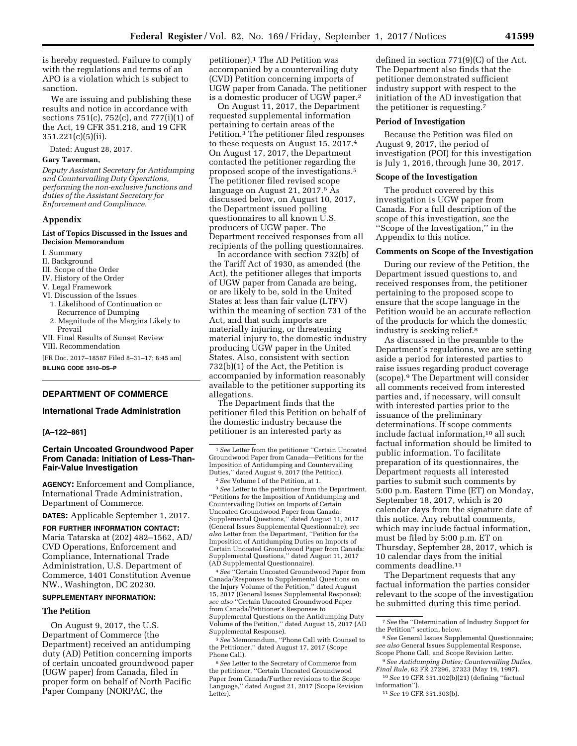is hereby requested. Failure to comply with the regulations and terms of an APO is a violation which is subject to sanction.

We are issuing and publishing these results and notice in accordance with sections 751(c), 752(c), and 777(i)(1) of the Act, 19 CFR 351.218, and 19 CFR 351.221(c)(5)(ii).

Dated: August 28, 2017.

**Gary Taverman,**

*Deputy Assistant Secretary for Antidumping and Countervailing Duty Operations, performing the non-exclusive functions and duties of the Assistant Secretary for Enforcement and Compliance.*

## Appendix

### List of Topics Discussed in the Issues and Decision Memorandum

I. Summary
II. Background
III. Scope of the Order
IV. History of the Order
V. Legal Framework
VI. Discussion of the Issues
 1. Likelihood of Continuation or Recurrence of Dumping
 2. Magnitude of the Margins Likely to Prevail
VII. Final Results of Sunset Review
VIII. Recommendation

[FR Doc. 2017–18587 Filed 8–31–17; 8:45 am]

**BILLING CODE 3510–DS–P**

---

## DEPARTMENT OF COMMERCE

### International Trade Administration

**[A–122–861]**

### Certain Uncoated Groundwood Paper From Canada: Initiation of Less-Than-Fair-Value Investigation

**AGENCY:** Enforcement and Compliance, International Trade Administration, Department of Commerce.

**DATES:** Applicable September 1, 2017.

**FOR FURTHER INFORMATION CONTACT:** Maria Tatarska at (202) 482–1562, AD/CVD Operations, Enforcement and Compliance, International Trade Administration, U.S. Department of Commerce, 1401 Constitution Avenue NW., Washington, DC 20230.

**SUPPLEMENTARY INFORMATION:**

#### The Petition

On August 9, 2017, the U.S. Department of Commerce (the Department) received an antidumping duty (AD) Petition concerning imports of certain uncoated groundwood paper (UGW paper) from Canada, filed in proper form on behalf of North Pacific Paper Company (NORPAC, the petitioner).[1] The AD Petition was accompanied by a countervailing duty (CVD) Petition concerning imports of UGW paper from Canada. The petitioner is a domestic producer of UGW paper.[2]

On August 11, 2017, the Department requested supplemental information pertaining to certain areas of the Petition.[3] The petitioner filed responses to these requests on August 15, 2017.[4] On August 17, 2017, the Department contacted the petitioner regarding the proposed scope of the investigations.[5] The petitioner filed revised scope language on August 21, 2017.[6] As discussed below, on August 10, 2017, the Department issued polling questionnaires to all known U.S. producers of UGW paper. The Department received responses from all recipients of the polling questionnaires.

In accordance with section 732(b) of the Tariff Act of 1930, as amended (the Act), the petitioner alleges that imports of UGW paper from Canada are being, or are likely to be, sold in the United States at less than fair value (LTFV) within the meaning of section 731 of the Act, and that such imports are materially injuring, or threatening material injury to, the domestic industry producing UGW paper in the United States. Also, consistent with section 732(b)(1) of the Act, the Petition is accompanied by information reasonably available to the petitioner supporting its allegations.

The Department finds that the petitioner filed this Petition on behalf of the domestic industry because the petitioner is an interested party as defined in section 771(9)(C) of the Act. The Department also finds that the petitioner demonstrated sufficient industry support with respect to the initiation of the AD investigation that the petitioner is requesting.[7]

#### Period of Investigation

Because the Petition was filed on August 9, 2017, the period of investigation (POI) for this investigation is July 1, 2016, through June 30, 2017.

#### Scope of the Investigation

The product covered by this investigation is UGW paper from Canada. For a full description of the scope of this investigation, *see* the ''Scope of the Investigation,'' in the Appendix to this notice.

#### Comments on Scope of the Investigation

During our review of the Petition, the Department issued questions to, and received responses from, the petitioner pertaining to the proposed scope to ensure that the scope language in the Petition would be an accurate reflection of the products for which the domestic industry is seeking relief.[8]

As discussed in the preamble to the Department's regulations, we are setting aside a period for interested parties to raise issues regarding product coverage (scope).[9] The Department will consider all comments received from interested parties and, if necessary, will consult with interested parties prior to the issuance of the preliminary determinations. If scope comments include factual information,[10] all such factual information should be limited to public information. To facilitate preparation of its questionnaires, the Department requests all interested parties to submit such comments by 5:00 p.m. Eastern Time (ET) on Monday, September 18, 2017, which is 20 calendar days from the signature date of this notice. Any rebuttal comments, which may include factual information, must be filed by 5:00 p.m. ET on Thursday, September 28, 2017, which is 10 calendar days from the initial comments deadline.[11]

The Department requests that any factual information the parties consider relevant to the scope of the investigation be submitted during this time period.

---

[1] *See* Letter from the petitioner ''Certain Uncoated Groundwood Paper from Canada—Petitions for the Imposition of Antidumping and Countervailing Duties,'' dated August 9, 2017 (the Petition).

[2] *See* Volume I of the Petition, at 1.

[3] *See* Letter to the petitioner from the Department, ''Petitions for the Imposition of Antidumping and Countervailing Duties on Imports of Certain Uncoated Groundwood Paper from Canada: Supplemental Questions,'' dated August 11, 2017 (General Issues Supplemental Questionnaire); *see also* Letter from the Department, ''Petition for the Imposition of Antidumping Duties on Imports of Certain Uncoated Groundwood Paper from Canada: Supplemental Questions,'' dated August 11, 2017 (AD Supplemental Questionnaire).

[4] *See* ''Certain Uncoated Groundwood Paper from Canada/Responses to Supplemental Questions on the Injury Volume of the Petition,'' dated August 15, 2017 (General Issues Supplemental Response); *see also* ''Certain Uncoated Groundwood Paper from Canada/Petitioner's Responses to Supplemental Questions on the Antidumping Duty Volume of the Petition,'' dated August 15, 2017 (AD Supplemental Response).

[5] *See* Memorandum, ''Phone Call with Counsel to the Petitioner,'' dated August 17, 2017 (Scope Phone Call).

[6] *See* Letter to the Secretary of Commerce from the petitioner, ''Certain Uncoated Groundwood Paper from Canada/Further revisions to the Scope Language,'' dated August 21, 2017 (Scope Revision Letter).

[7] *See* the ''Determination of Industry Support for the Petition'' section, below.

[8] *See* General Issues Supplemental Questionnaire; *see also* General Issues Supplemental Response, Scope Phone Call, and Scope Revision Letter.

[9] *See Antidumping Duties; Countervailing Duties, Final Rule,* 62 FR 27296, 27323 (May 19, 1997).

[10] *See* 19 CFR 351.102(b)(21) (defining ''factual information'').

[11] *See* 19 CFR 351.303(b).